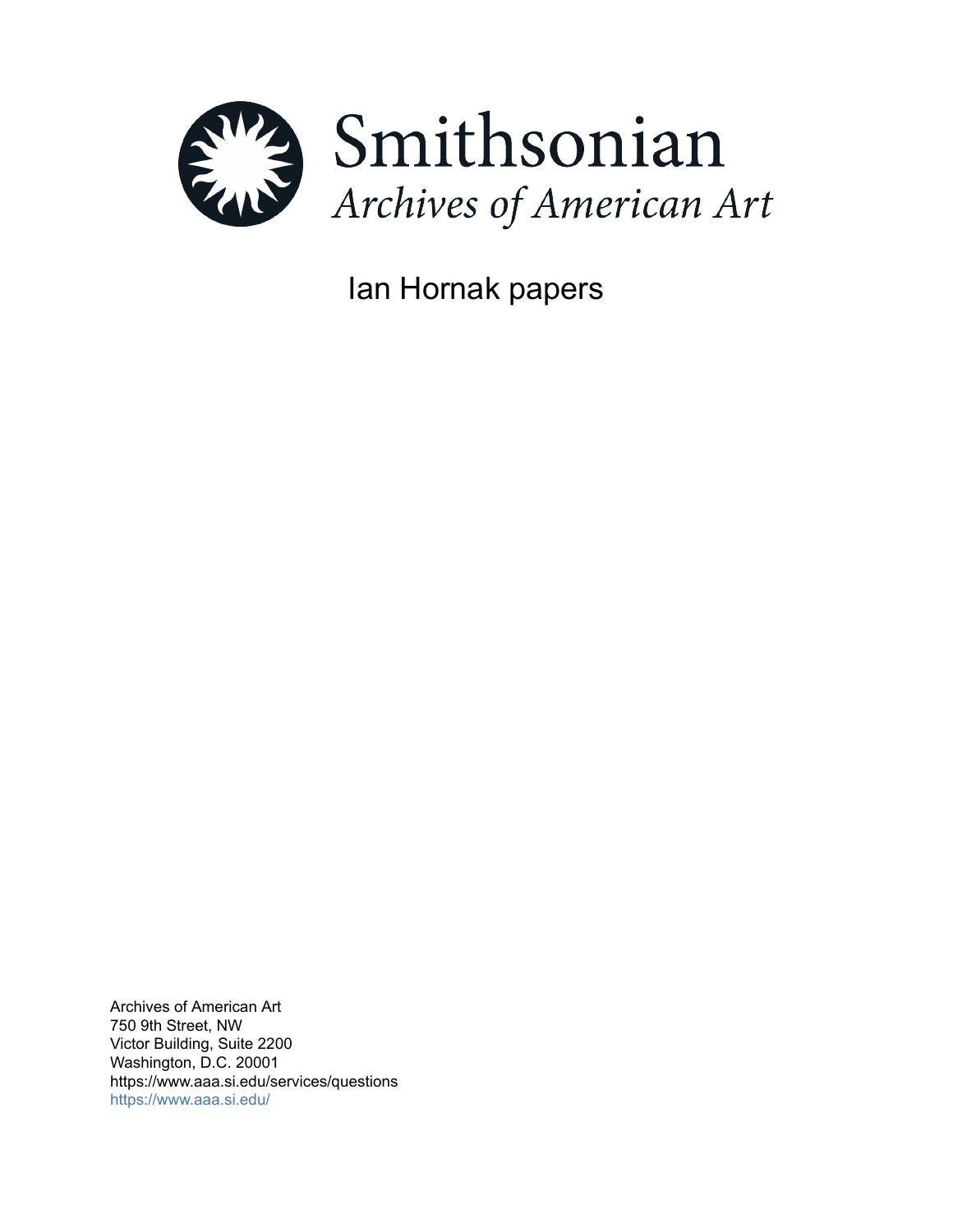Smithsonian
*Archives of American Art*

# Ian Hornak papers

Archives of American Art
750 9th Street, NW
Victor Building, Suite 2200
Washington, D.C. 20001
https://www.aaa.si.edu/services/questions
https://www.aaa.si.edu/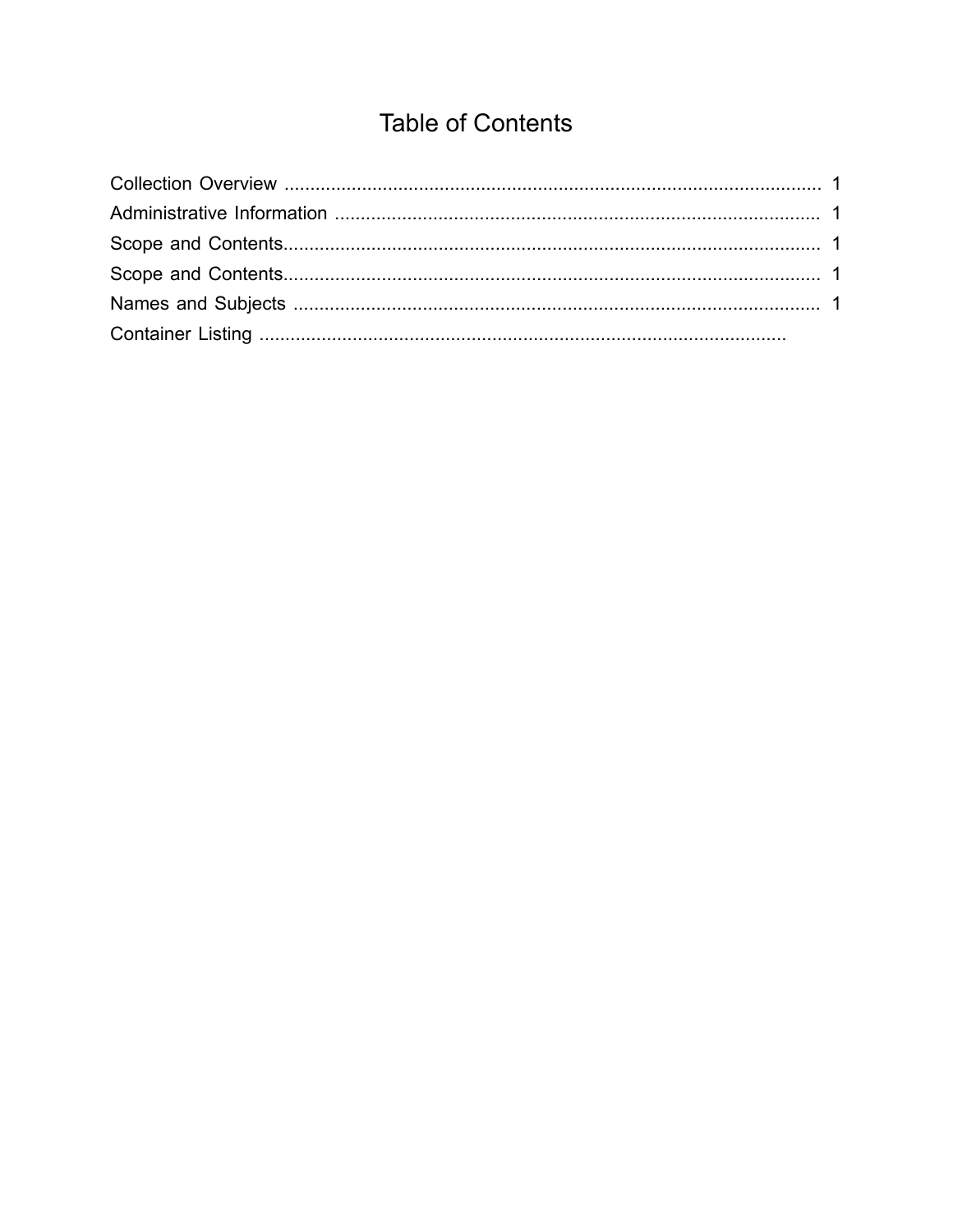# Table of Contents

Collection Overview ........................................................................................................ 1
Administrative Information .............................................................................................. 1
Scope and Contents........................................................................................................ 1
Scope and Contents........................................................................................................ 1
Names and Subjects ...................................................................................................... 1
Container Listing .....................................................................................................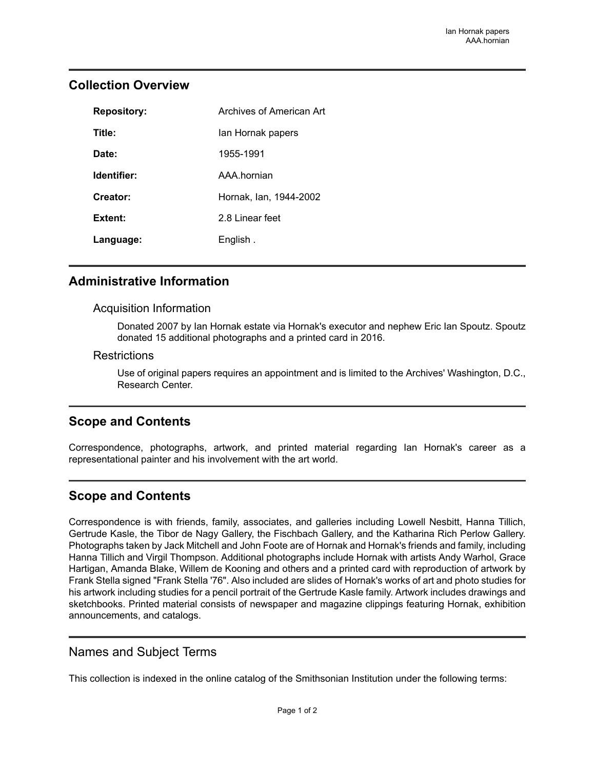## Collection Overview

| | |
|---|---|
| **Repository:** | Archives of American Art |
| **Title:** | Ian Hornak papers |
| **Date:** | 1955-1991 |
| **Identifier:** | AAA.hornian |
| **Creator:** | Hornak, Ian, 1944-2002 |
| **Extent:** | 2.8 Linear feet |
| **Language:** | English . |

## Administrative Information

### Acquisition Information

Donated 2007 by Ian Hornak estate via Hornak's executor and nephew Eric Ian Spoutz. Spoutz donated 15 additional photographs and a printed card in 2016.

### Restrictions

Use of original papers requires an appointment and is limited to the Archives' Washington, D.C., Research Center.

## Scope and Contents

Correspondence, photographs, artwork, and printed material regarding Ian Hornak's career as a representational painter and his involvement with the art world.

## Scope and Contents

Correspondence is with friends, family, associates, and galleries including Lowell Nesbitt, Hanna Tillich, Gertrude Kasle, the Tibor de Nagy Gallery, the Fischbach Gallery, and the Katharina Rich Perlow Gallery. Photographs taken by Jack Mitchell and John Foote are of Hornak and Hornak's friends and family, including Hanna Tillich and Virgil Thompson. Additional photographs include Hornak with artists Andy Warhol, Grace Hartigan, Amanda Blake, Willem de Kooning and others and a printed card with reproduction of artwork by Frank Stella signed "Frank Stella '76". Also included are slides of Hornak's works of art and photo studies for his artwork including studies for a pencil portrait of the Gertrude Kasle family. Artwork includes drawings and sketchbooks. Printed material consists of newspaper and magazine clippings featuring Hornak, exhibition announcements, and catalogs.

## Names and Subject Terms

This collection is indexed in the online catalog of the Smithsonian Institution under the following terms: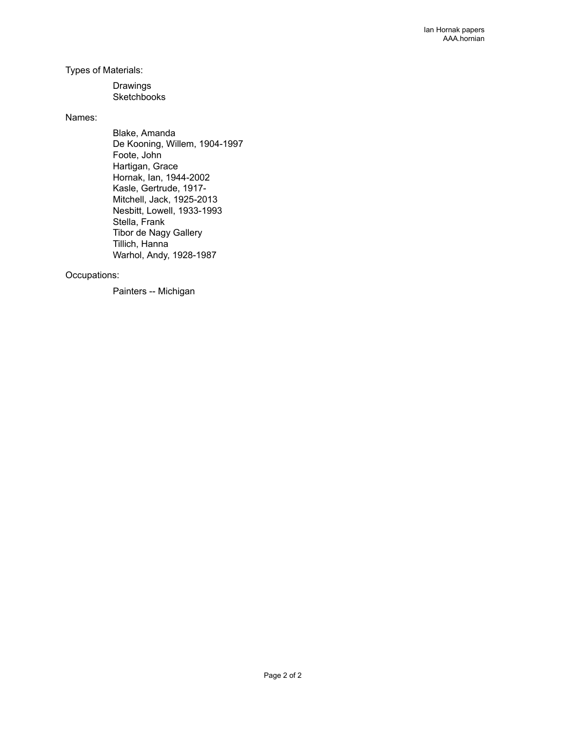Types of Materials:

- Drawings
- Sketchbooks

Names:

- Blake, Amanda
- De Kooning, Willem, 1904-1997
- Foote, John
- Hartigan, Grace
- Hornak, Ian, 1944-2002
- Kasle, Gertrude, 1917-
- Mitchell, Jack, 1925-2013
- Nesbitt, Lowell, 1933-1993
- Stella, Frank
- Tibor de Nagy Gallery
- Tillich, Hanna
- Warhol, Andy, 1928-1987

Occupations:

- Painters -- Michigan